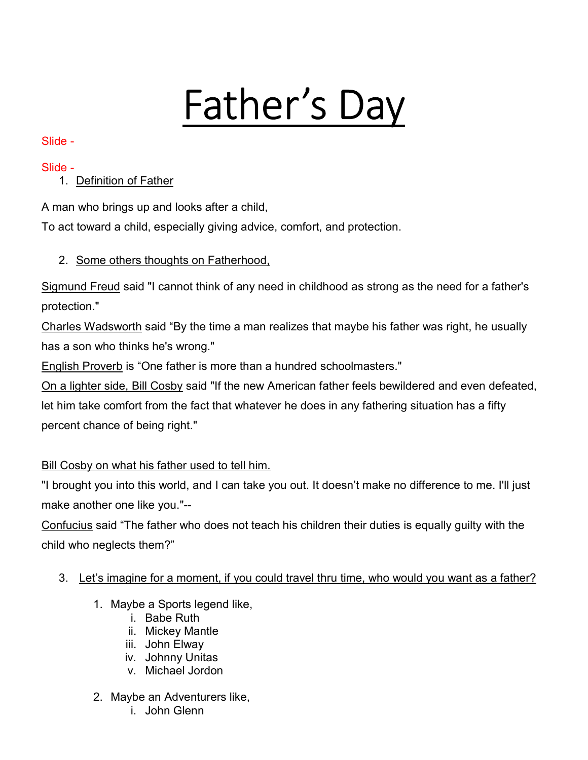# Father's Day

Slide -

Slide -

1. Definition of Father

A man who brings up and looks after a child,

To act toward a child, especially giving advice, comfort, and protection.

2. Some others thoughts on Fatherhood,

Sigmund Freud said "I cannot think of any need in childhood as strong as the need for a father's protection."

Charles Wadsworth said "By the time a man realizes that maybe his father was right, he usually has a son who thinks he's wrong."

English Proverb is "One father is more than a hundred schoolmasters."

On a lighter side, Bill Cosby said "If the new American father feels bewildered and even defeated, let him take comfort from the fact that whatever he does in any fathering situation has a fifty percent chance of being right."

Bill Cosby on what his father used to tell him.

"I brought you into this world, and I can take you out. It doesn't make no difference to me. I'll just make another one like you."--

Confucius said "The father who does not teach his children their duties is equally guilty with the child who neglects them?"

3. Let's imagine for a moment, if you could travel thru time, who would you want as a father?

   1. Maybe a Sports legend like,
      i. Babe Ruth
      ii. Mickey Mantle
      iii. John Elway
      iv. Johnny Unitas
      v. Michael Jordon

   2. Maybe an Adventurers like,
      i. John Glenn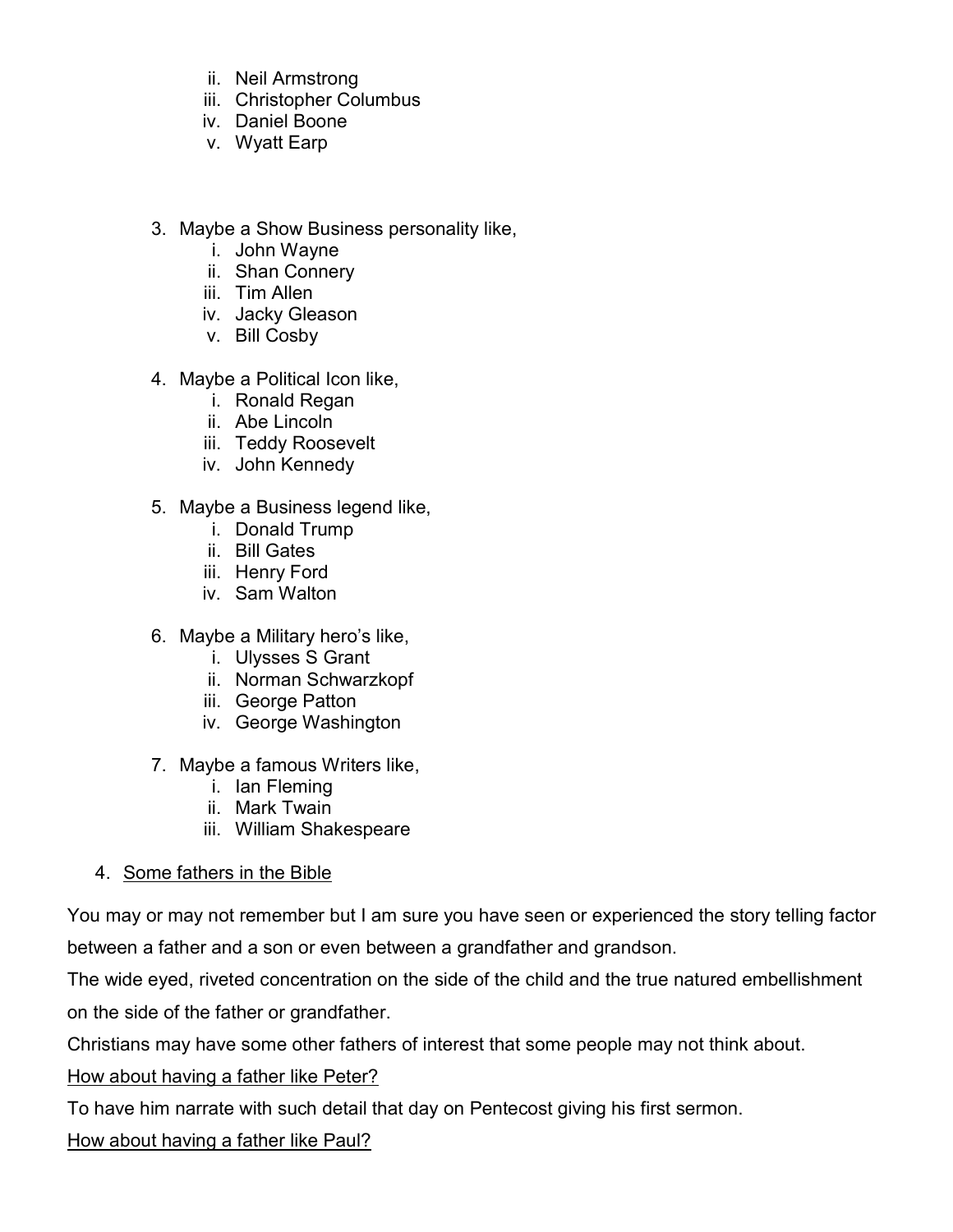ii. Neil Armstrong
   iii. Christopher Columbus
   iv. Daniel Boone
   v. Wyatt Earp

3. Maybe a Show Business personality like,
   i. John Wayne
   ii. Shan Connery
   iii. Tim Allen
   iv. Jacky Gleason
   v. Bill Cosby

4. Maybe a Political Icon like,
   i. Ronald Regan
   ii. Abe Lincoln
   iii. Teddy Roosevelt
   iv. John Kennedy

5. Maybe a Business legend like,
   i. Donald Trump
   ii. Bill Gates
   iii. Henry Ford
   iv. Sam Walton

6. Maybe a Military hero's like,
   i. Ulysses S Grant
   ii. Norman Schwarzkopf
   iii. George Patton
   iv. George Washington

7. Maybe a famous Writers like,
   i. Ian Fleming
   ii. Mark Twain
   iii. William Shakespeare

4. <u>Some fathers in the Bible</u>

You may or may not remember but I am sure you have seen or experienced the story telling factor between a father and a son or even between a grandfather and grandson.

The wide eyed, riveted concentration on the side of the child and the true natured embellishment on the side of the father or grandfather.

Christians may have some other fathers of interest that some people may not think about.

<u>How about having a father like Peter?</u>

To have him narrate with such detail that day on Pentecost giving his first sermon.

<u>How about having a father like Paul?</u>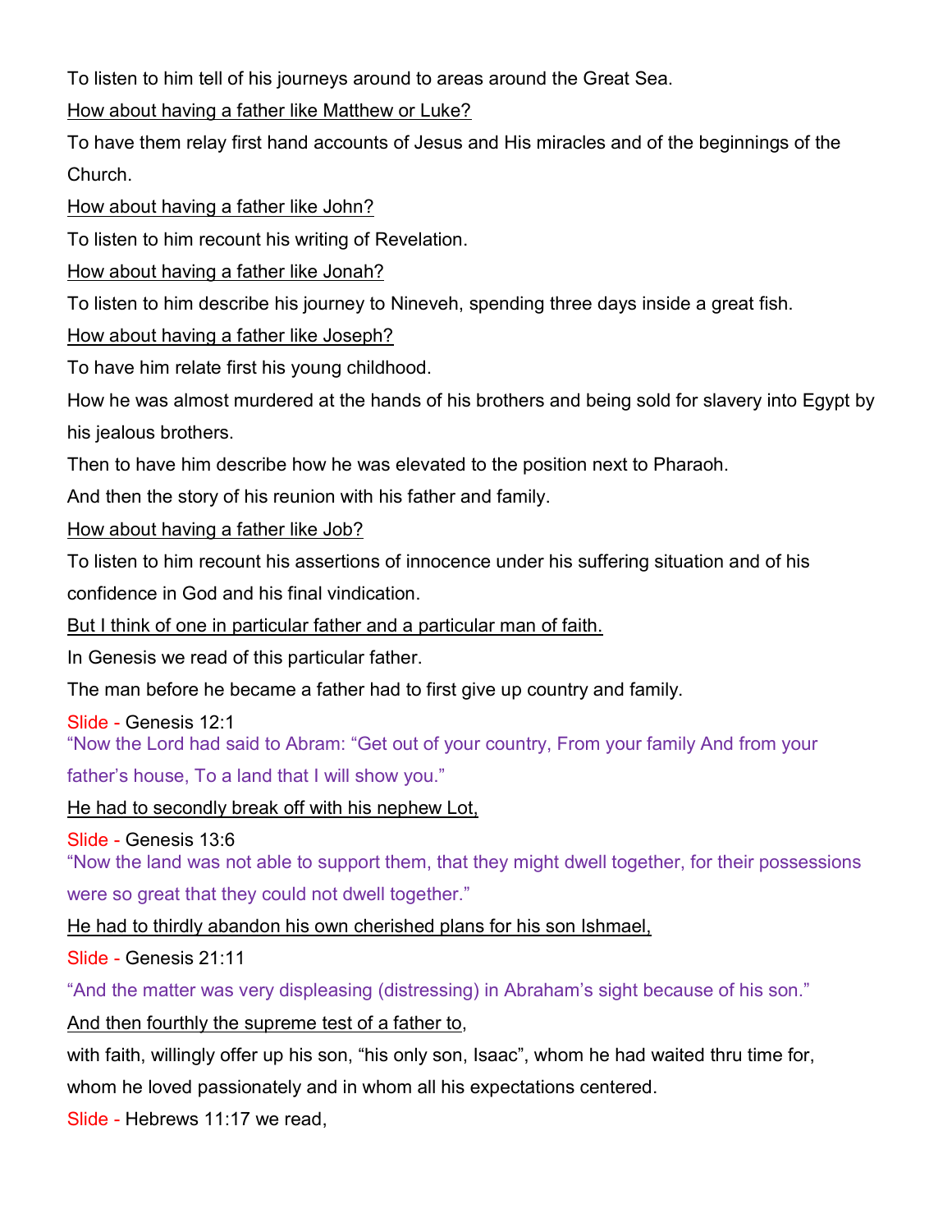To listen to him tell of his journeys around to areas around the Great Sea.

<u>How about having a father like Matthew or Luke?</u>

To have them relay first hand accounts of Jesus and His miracles and of the beginnings of the Church.

<u>How about having a father like John?</u>

To listen to him recount his writing of Revelation.

<u>How about having a father like Jonah?</u>

To listen to him describe his journey to Nineveh, spending three days inside a great fish.

<u>How about having a father like Joseph?</u>

To have him relate first his young childhood.

How he was almost murdered at the hands of his brothers and being sold for slavery into Egypt by his jealous brothers.

Then to have him describe how he was elevated to the position next to Pharaoh.

And then the story of his reunion with his father and family.

<u>How about having a father like Job?</u>

To listen to him recount his assertions of innocence under his suffering situation and of his confidence in God and his final vindication.

<u>But I think of one in particular father and a particular man of faith.</u>

In Genesis we read of this particular father.

The man before he became a father had to first give up country and family.

Slide - Genesis 12:1

"Now the Lord had said to Abram: "Get out of your country, From your family And from your father's house, To a land that I will show you."

<u>He had to secondly break off with his nephew Lot,</u>

Slide - Genesis 13:6

"Now the land was not able to support them, that they might dwell together, for their possessions were so great that they could not dwell together."

<u>He had to thirdly abandon his own cherished plans for his son Ishmael,</u>

Slide - Genesis 21:11

"And the matter was very displeasing (distressing) in Abraham's sight because of his son."

<u>And then fourthly the supreme test of a father to</u>,

with faith, willingly offer up his son, "his only son, Isaac", whom he had waited thru time for, whom he loved passionately and in whom all his expectations centered.

Slide - Hebrews 11:17 we read,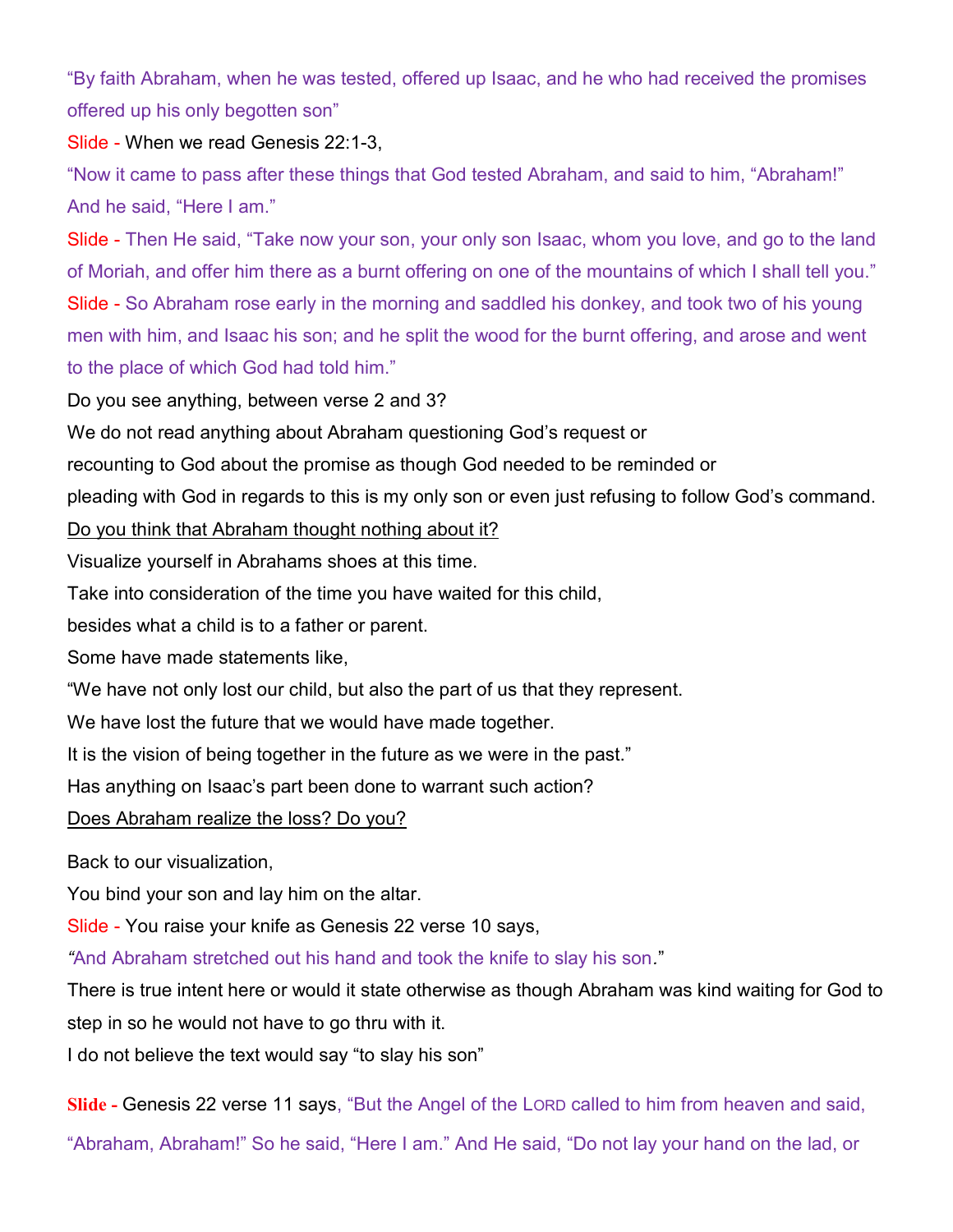"By faith Abraham, when he was tested, offered up Isaac, and he who had received the promises offered up his only begotten son"

Slide - When we read Genesis 22:1-3,

"Now it came to pass after these things that God tested Abraham, and said to him, "Abraham!" And he said, "Here I am."

Slide - Then He said, "Take now your son, your only son Isaac, whom you love, and go to the land of Moriah, and offer him there as a burnt offering on one of the mountains of which I shall tell you."

Slide - So Abraham rose early in the morning and saddled his donkey, and took two of his young men with him, and Isaac his son; and he split the wood for the burnt offering, and arose and went to the place of which God had told him."

Do you see anything, between verse 2 and 3?

We do not read anything about Abraham questioning God's request or

recounting to God about the promise as though God needed to be reminded or

pleading with God in regards to this is my only son or even just refusing to follow God's command.

<u>Do you think that Abraham thought nothing about it?</u>

Visualize yourself in Abrahams shoes at this time.

Take into consideration of the time you have waited for this child,

besides what a child is to a father or parent.

Some have made statements like,

"We have not only lost our child, but also the part of us that they represent.

We have lost the future that we would have made together.

It is the vision of being together in the future as we were in the past."

Has anything on Isaac's part been done to warrant such action?

<u>Does Abraham realize the loss? Do you?</u>

Back to our visualization,

You bind your son and lay him on the altar.

Slide - You raise your knife as Genesis 22 verse 10 says,

"And Abraham stretched out his hand and took the knife to slay his son."

There is true intent here or would it state otherwise as though Abraham was kind waiting for God to step in so he would not have to go thru with it.

I do not believe the text would say "to slay his son"

**Slide -** Genesis 22 verse 11 says, "But the Angel of the LORD called to him from heaven and said, "Abraham, Abraham!" So he said, "Here I am." And He said, "Do not lay your hand on the lad, or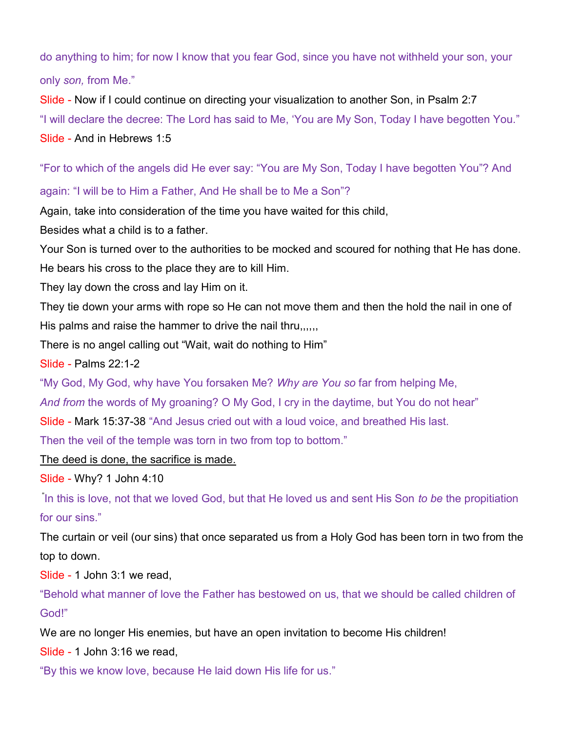do anything to him; for now I know that you fear God, since you have not withheld your son, your only *son,* from Me."

Slide - Now if I could continue on directing your visualization to another Son, in Psalm 2:7

"I will declare the decree: The Lord has said to Me, 'You are My Son, Today I have begotten You."

Slide - And in Hebrews 1:5

"For to which of the angels did He ever say: "You are My Son, Today I have begotten You"? And again: "I will be to Him a Father, And He shall be to Me a Son"?

Again, take into consideration of the time you have waited for this child,

Besides what a child is to a father.

Your Son is turned over to the authorities to be mocked and scoured for nothing that He has done.

He bears his cross to the place they are to kill Him.

They lay down the cross and lay Him on it.

They tie down your arms with rope so He can not move them and then the hold the nail in one of His palms and raise the hammer to drive the nail thru,,,,,,

There is no angel calling out "Wait, wait do nothing to Him"

Slide - Palms 22:1-2

"My God, My God, why have You forsaken Me? *Why are You so* far from helping Me,

*And from* the words of My groaning? O My God, I cry in the daytime, but You do not hear"

Slide - Mark 15:37-38 "And Jesus cried out with a loud voice, and breathed His last.

Then the veil of the temple was torn in two from top to bottom."

<u>The deed is done, the sacrifice is made.</u>

Slide - Why? 1 John 4:10

"In this is love, not that we loved God, but that He loved us and sent His Son *to be* the propitiation for our sins."

The curtain or veil (our sins) that once separated us from a Holy God has been torn in two from the top to down.

Slide - 1 John 3:1 we read,

"Behold what manner of love the Father has bestowed on us, that we should be called children of God!"

We are no longer His enemies, but have an open invitation to become His children!

Slide - 1 John 3:16 we read,

"By this we know love, because He laid down His life for us."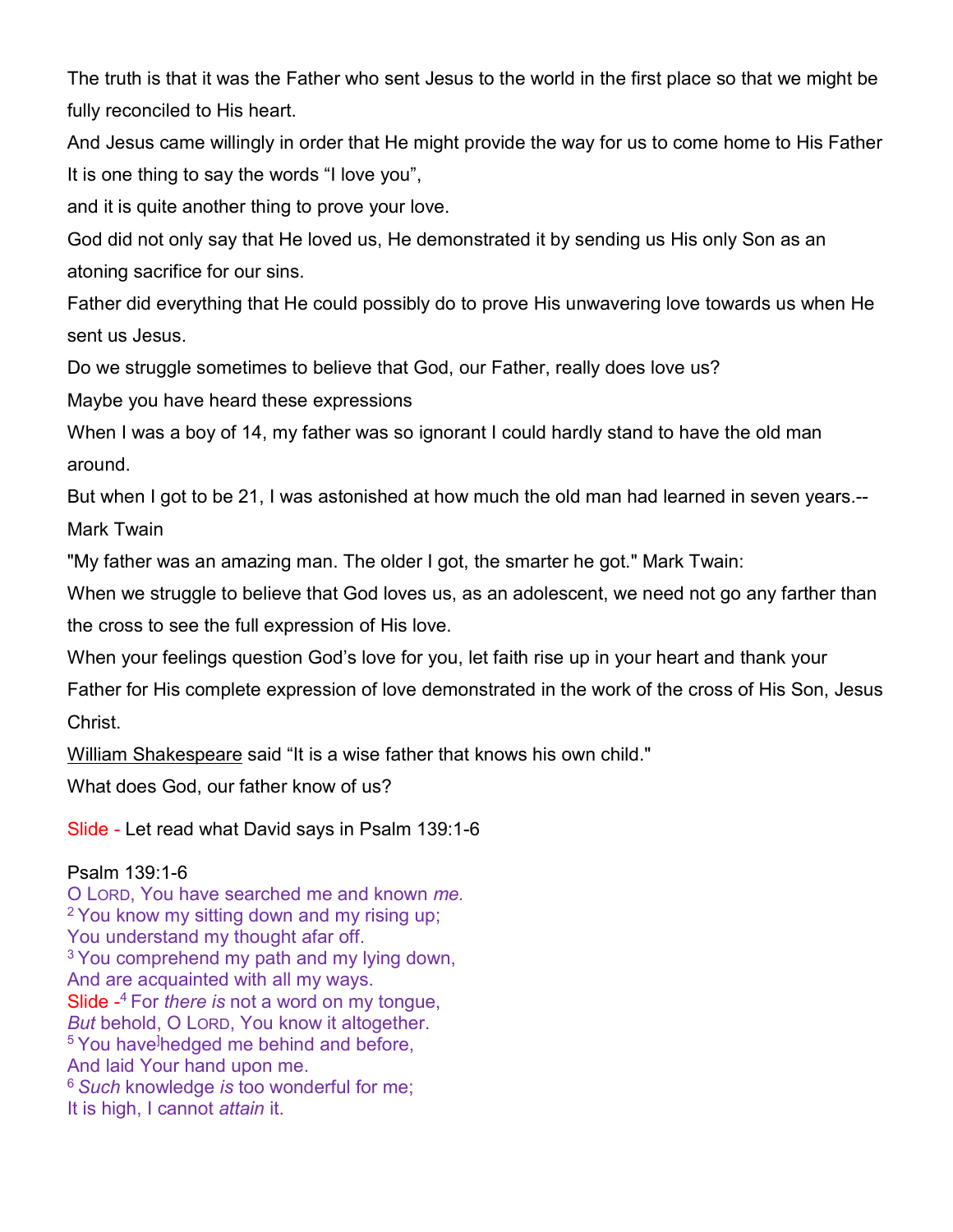The truth is that it was the Father who sent Jesus to the world in the first place so that we might be fully reconciled to His heart.

And Jesus came willingly in order that He might provide the way for us to come home to His Father

It is one thing to say the words "I love you",

and it is quite another thing to prove your love.

God did not only say that He loved us, He demonstrated it by sending us His only Son as an atoning sacrifice for our sins.

Father did everything that He could possibly do to prove His unwavering love towards us when He sent us Jesus.

Do we struggle sometimes to believe that God, our Father, really does love us?

Maybe you have heard these expressions

When I was a boy of 14, my father was so ignorant I could hardly stand to have the old man around.

But when I got to be 21, I was astonished at how much the old man had learned in seven years.-- Mark Twain

"My father was an amazing man. The older I got, the smarter he got." Mark Twain:

When we struggle to believe that God loves us, as an adolescent, we need not go any farther than the cross to see the full expression of His love.

When your feelings question God's love for you, let faith rise up in your heart and thank your Father for His complete expression of love demonstrated in the work of the cross of His Son, Jesus Christ.

William Shakespeare said "It is a wise father that knows his own child."

What does God, our father know of us?

Slide - Let read what David says in Psalm 139:1-6

Psalm 139:1-6

O LORD, You have searched me and known *me.*
[2] You know my sitting down and my rising up;
You understand my thought afar off.
[3] You comprehend my path and my lying down,
And are acquainted with all my ways.
Slide -[4] For *there is* not a word on my tongue,
*But* behold, O LORD, You know it altogether.
[5] You have hedged me behind and before,
And laid Your hand upon me.
[6] *Such* knowledge *is* too wonderful for me;
It is high, I cannot *attain* it.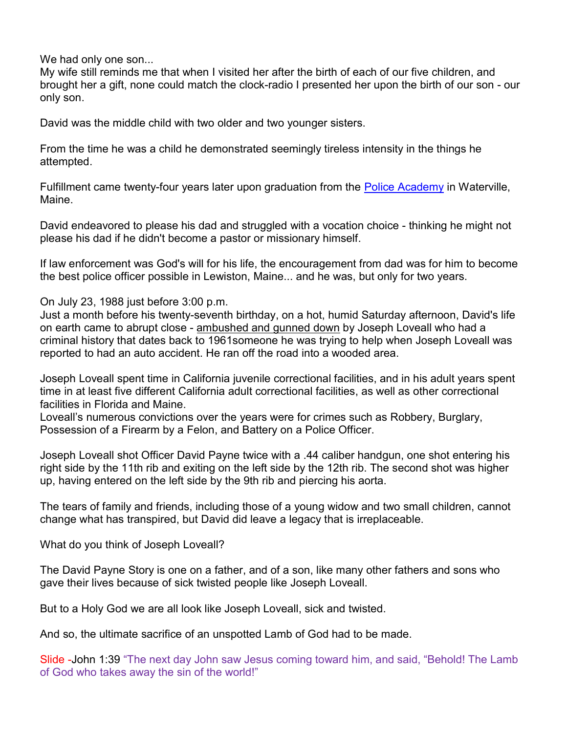We had only one son...
My wife still reminds me that when I visited her after the birth of each of our five children, and brought her a gift, none could match the clock-radio I presented her upon the birth of our son - our only son.

David was the middle child with two older and two younger sisters.

From the time he was a child he demonstrated seemingly tireless intensity in the things he attempted.

Fulfillment came twenty-four years later upon graduation from the Police Academy in Waterville, Maine.

David endeavored to please his dad and struggled with a vocation choice - thinking he might not please his dad if he didn't become a pastor or missionary himself.

If law enforcement was God's will for his life, the encouragement from dad was for him to become the best police officer possible in Lewiston, Maine... and he was, but only for two years.

On July 23, 1988 just before 3:00 p.m.
Just a month before his twenty-seventh birthday, on a hot, humid Saturday afternoon, David's life on earth came to abrupt close - ambushed and gunned down by Joseph Loveall who had a criminal history that dates back to 1961someone he was trying to help when Joseph Loveall was reported to had an auto accident. He ran off the road into a wooded area.

Joseph Loveall spent time in California juvenile correctional facilities, and in his adult years spent time in at least five different California adult correctional facilities, as well as other correctional facilities in Florida and Maine.
Loveall's numerous convictions over the years were for crimes such as Robbery, Burglary, Possession of a Firearm by a Felon, and Battery on a Police Officer.

Joseph Loveall shot Officer David Payne twice with a .44 caliber handgun, one shot entering his right side by the 11th rib and exiting on the left side by the 12th rib. The second shot was higher up, having entered on the left side by the 9th rib and piercing his aorta.

The tears of family and friends, including those of a young widow and two small children, cannot change what has transpired, but David did leave a legacy that is irreplaceable.

What do you think of Joseph Loveall?

The David Payne Story is one on a father, and of a son, like many other fathers and sons who gave their lives because of sick twisted people like Joseph Loveall.

But to a Holy God we are all look like Joseph Loveall, sick and twisted.

And so, the ultimate sacrifice of an unspotted Lamb of God had to be made.

Slide -John 1:39 "The next day John saw Jesus coming toward him, and said, "Behold! The Lamb of God who takes away the sin of the world!"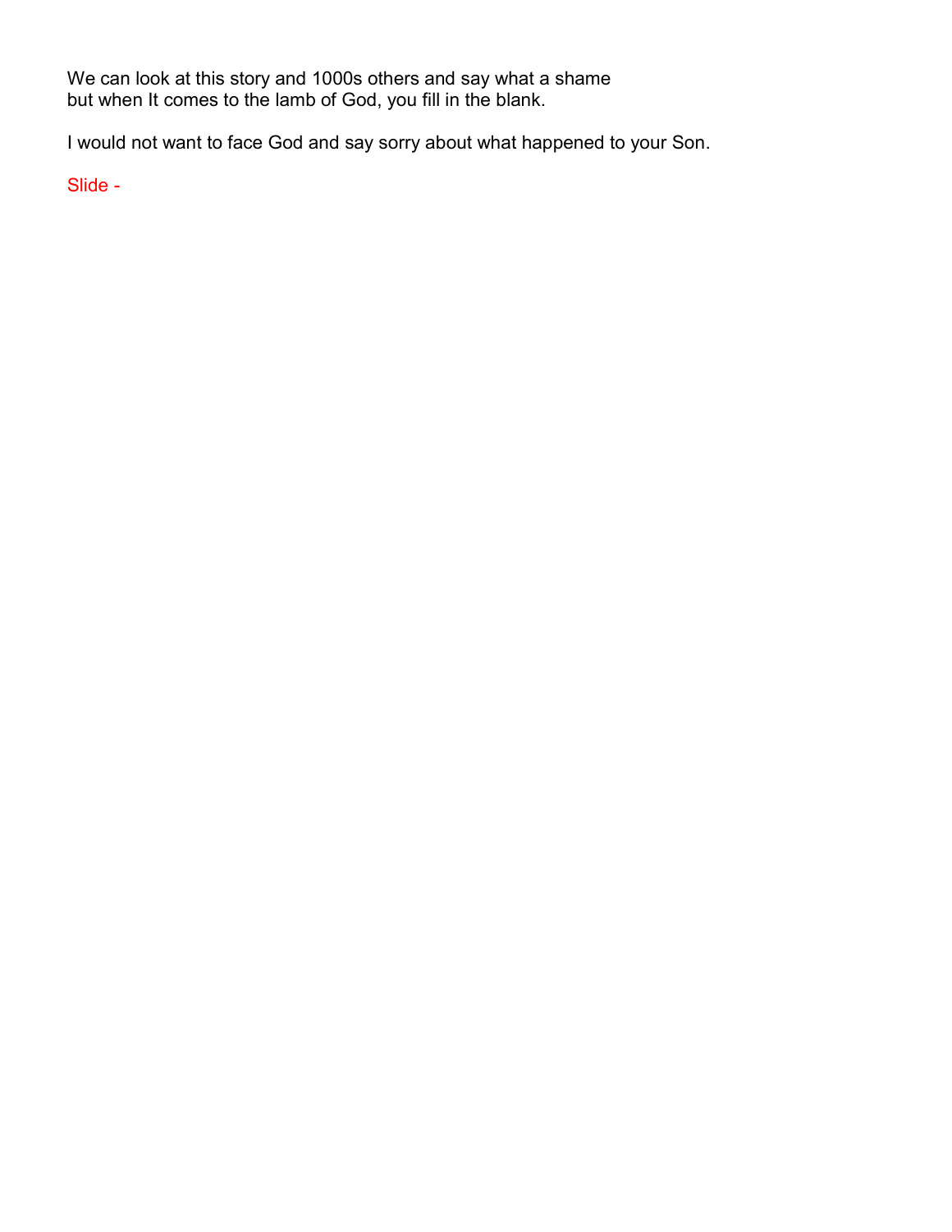We can look at this story and 1000s others and say what a shame
but when It comes to the lamb of God, you fill in the blank.

I would not want to face God and say sorry about what happened to your Son.

Slide -